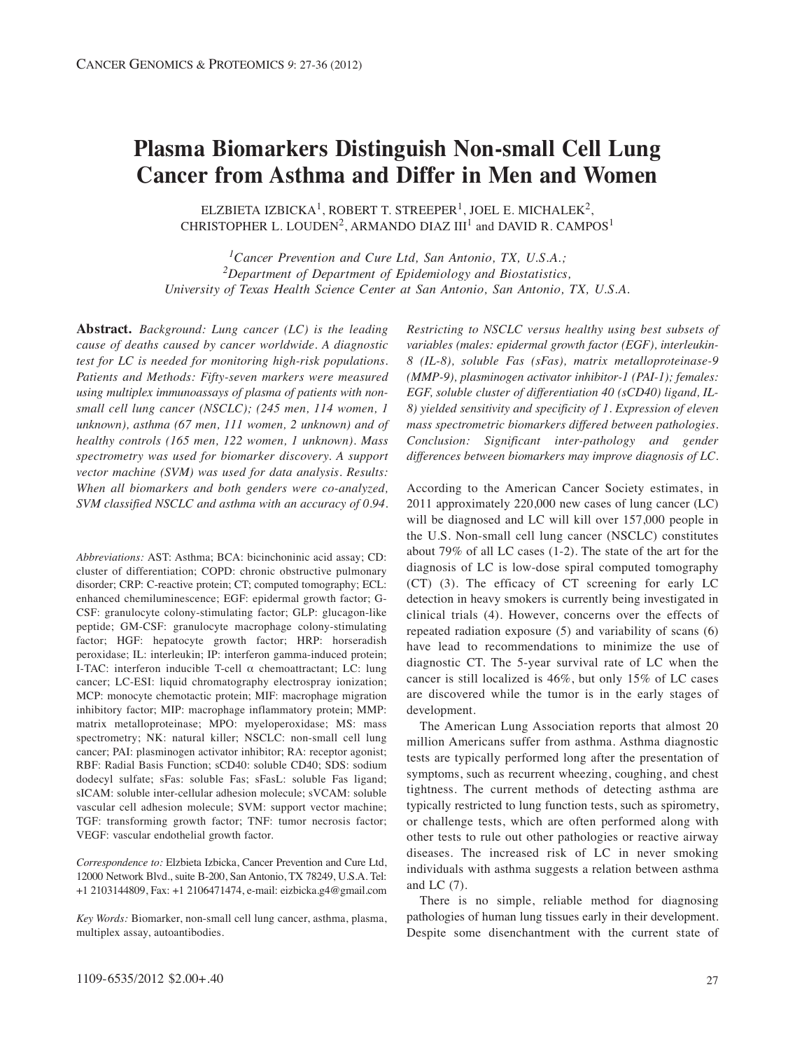# Plasma Biomarkers Distinguish Non-small Cell Lung Cancer from Asthma and Differ in Men and Women

ELZBIETA IZBICKA[1], ROBERT T. STREEPER[1], JOEL E. MICHALEK[2], CHRISTOPHER L. LOUDEN[2], ARMANDO DIAZ III[1] and DAVID R. CAMPOS[1]

[1]*Cancer Prevention and Cure Ltd, San Antonio, TX, U.S.A.;*
[2]*Department of Department of Epidemiology and Biostatistics, University of Texas Health Science Center at San Antonio, San Antonio, TX, U.S.A.*

**Abstract.** *Background: Lung cancer (LC) is the leading cause of deaths caused by cancer worldwide. A diagnostic test for LC is needed for monitoring high-risk populations. Patients and Methods: Fifty-seven markers were measured using multiplex immunoassays of plasma of patients with non-small cell lung cancer (NSCLC); (245 men, 114 women, 1 unknown), asthma (67 men, 111 women, 2 unknown) and of healthy controls (165 men, 122 women, 1 unknown). Mass spectrometry was used for biomarker discovery. A support vector machine (SVM) was used for data analysis. Results: When all biomarkers and both genders were co-analyzed, SVM classified NSCLC and asthma with an accuracy of 0.94. Restricting to NSCLC versus healthy using best subsets of variables (males: epidermal growth factor (EGF), interleukin-8 (IL-8), soluble Fas (sFas), matrix metalloproteinase-9 (MMP-9), plasminogen activator inhibitor-1 (PAI-1); females: EGF, soluble cluster of differentiation 40 (sCD40) ligand, IL-8) yielded sensitivity and specificity of 1. Expression of eleven mass spectrometric biomarkers differed between pathologies. Conclusion: Significant inter-pathology and gender differences between biomarkers may improve diagnosis of LC.*

*Abbreviations:* AST: Asthma; BCA: bicinchoninic acid assay; CD: cluster of differentiation; COPD: chronic obstructive pulmonary disorder; CRP: C-reactive protein; CT; computed tomography; ECL: enhanced chemiluminescence; EGF: epidermal growth factor; G-CSF: granulocyte colony-stimulating factor; GLP: glucagon-like peptide; GM-CSF: granulocyte macrophage colony-stimulating factor; HGF: hepatocyte growth factor; HRP: horseradish peroxidase; IL: interleukin; IP: interferon gamma-induced protein; I-TAC: interferon inducible T-cell α chemoattractant; LC: lung cancer; LC-ESI: liquid chromatography electrospray ionization; MCP: monocyte chemotactic protein; MIF: macrophage migration inhibitory factor; MIP: macrophage inflammatory protein; MMP: matrix metalloproteinase; MPO: myeloperoxidase; MS: mass spectrometry; NK: natural killer; NSCLC: non-small cell lung cancer; PAI: plasminogen activator inhibitor; RA: receptor agonist; RBF: Radial Basis Function; sCD40: soluble CD40; SDS: sodium dodecyl sulfate; sFas: soluble Fas; sFasL: soluble Fas ligand; sICAM: soluble inter-cellular adhesion molecule; sVCAM: soluble vascular cell adhesion molecule; SVM: support vector machine; TGF: transforming growth factor; TNF: tumor necrosis factor; VEGF: vascular endothelial growth factor.

*Correspondence to:* Elzbieta Izbicka, Cancer Prevention and Cure Ltd, 12000 Network Blvd., suite B-200, San Antonio, TX 78249, U.S.A. Tel: +1 2103144809, Fax: +1 2106471474, e-mail: eizbicka.g4@gmail.com

*Key Words:* Biomarker, non-small cell lung cancer, asthma, plasma, multiplex assay, autoantibodies.

According to the American Cancer Society estimates, in 2011 approximately 220,000 new cases of lung cancer (LC) will be diagnosed and LC will kill over 157,000 people in the U.S. Non-small cell lung cancer (NSCLC) constitutes about 79% of all LC cases (1-2). The state of the art for the diagnosis of LC is low-dose spiral computed tomography (CT) (3). The efficacy of CT screening for early LC detection in heavy smokers is currently being investigated in clinical trials (4). However, concerns over the effects of repeated radiation exposure (5) and variability of scans (6) have lead to recommendations to minimize the use of diagnostic CT. The 5-year survival rate of LC when the cancer is still localized is 46%, but only 15% of LC cases are discovered while the tumor is in the early stages of development.

The American Lung Association reports that almost 20 million Americans suffer from asthma. Asthma diagnostic tests are typically performed long after the presentation of symptoms, such as recurrent wheezing, coughing, and chest tightness. The current methods of detecting asthma are typically restricted to lung function tests, such as spirometry, or challenge tests, which are often performed along with other tests to rule out other pathologies or reactive airway diseases. The increased risk of LC in never smoking individuals with asthma suggests a relation between asthma and LC (7).

There is no simple, reliable method for diagnosing pathologies of human lung tissues early in their development. Despite some disenchantment with the current state of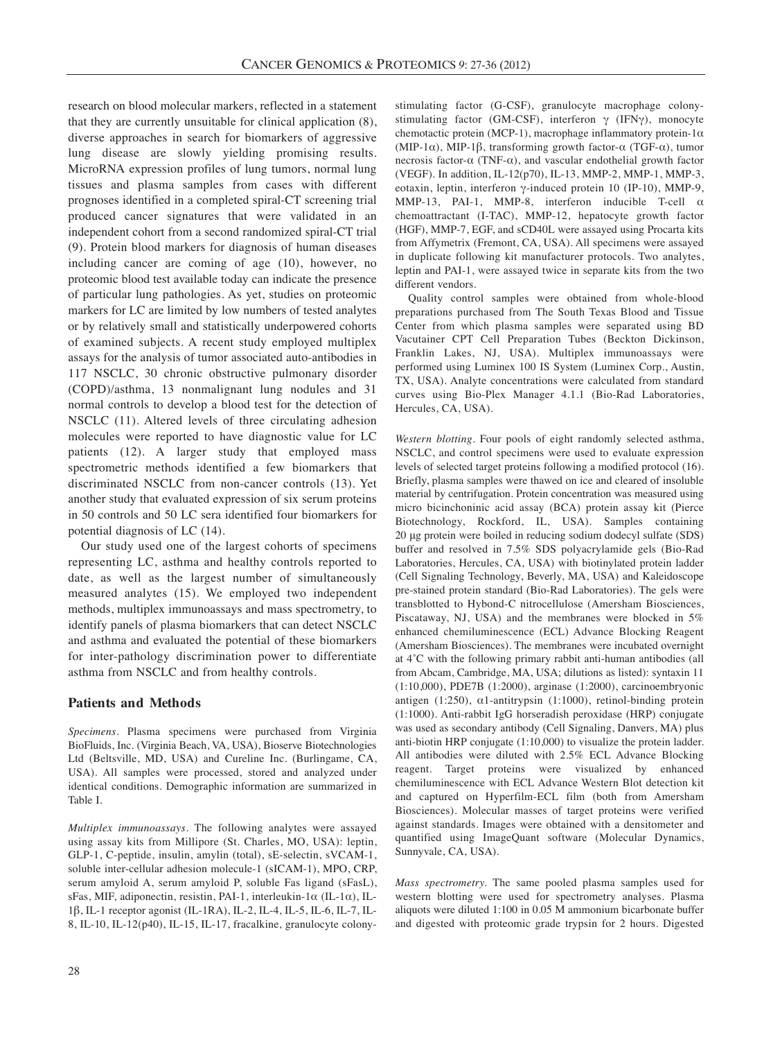research on blood molecular markers, reflected in a statement that they are currently unsuitable for clinical application (8), diverse approaches in search for biomarkers of aggressive lung disease are slowly yielding promising results. MicroRNA expression profiles of lung tumors, normal lung tissues and plasma samples from cases with different prognoses identified in a completed spiral-CT screening trial produced cancer signatures that were validated in an independent cohort from a second randomized spiral-CT trial (9). Protein blood markers for diagnosis of human diseases including cancer are coming of age (10), however, no proteomic blood test available today can indicate the presence of particular lung pathologies. As yet, studies on proteomic markers for LC are limited by low numbers of tested analytes or by relatively small and statistically underpowered cohorts of examined subjects. A recent study employed multiplex assays for the analysis of tumor associated auto-antibodies in 117 NSCLC, 30 chronic obstructive pulmonary disorder (COPD)/asthma, 13 nonmalignant lung nodules and 31 normal controls to develop a blood test for the detection of NSCLC (11). Altered levels of three circulating adhesion molecules were reported to have diagnostic value for LC patients (12). A larger study that employed mass spectrometric methods identified a few biomarkers that discriminated NSCLC from non-cancer controls (13). Yet another study that evaluated expression of six serum proteins in 50 controls and 50 LC sera identified four biomarkers for potential diagnosis of LC (14).

Our study used one of the largest cohorts of specimens representing LC, asthma and healthy controls reported to date, as well as the largest number of simultaneously measured analytes (15). We employed two independent methods, multiplex immunoassays and mass spectrometry, to identify panels of plasma biomarkers that can detect NSCLC and asthma and evaluated the potential of these biomarkers for inter-pathology discrimination power to differentiate asthma from NSCLC and from healthy controls.

## Patients and Methods

*Specimens.* Plasma specimens were purchased from Virginia BioFluids, Inc. (Virginia Beach, VA, USA), Bioserve Biotechnologies Ltd (Beltsville, MD, USA) and Cureline Inc. (Burlingame, CA, USA). All samples were processed, stored and analyzed under identical conditions. Demographic information are summarized in Table I.

*Multiplex immunoassays.* The following analytes were assayed using assay kits from Millipore (St. Charles, MO, USA): leptin, GLP-1, C-peptide, insulin, amylin (total), sE-selectin, sVCAM-1, soluble inter-cellular adhesion molecule-1 (sICAM-1), MPO, CRP, serum amyloid A, serum amyloid P, soluble Fas ligand (sFasL), sFas, MIF, adiponectin, resistin, PAI-1, interleukin-1α (IL-1α), IL-1β, IL-1 receptor agonist (IL-1RA), IL-2, IL-4, IL-5, IL-6, IL-7, IL-8, IL-10, IL-12(p40), IL-15, IL-17, fracalkine, granulocyte colony-stimulating factor (G-CSF), granulocyte macrophage colony-stimulating factor (GM-CSF), interferon γ (IFNγ), monocyte chemotactic protein (MCP-1), macrophage inflammatory protein-1α (MIP-1α), MIP-1β, transforming growth factor-α (TGF-α), tumor necrosis factor-α (TNF-α), and vascular endothelial growth factor (VEGF). In addition, IL-12(p70), IL-13, MMP-2, MMP-1, MMP-3, eotaxin, leptin, interferon γ-induced protein 10 (IP-10), MMP-9, MMP-13, PAI-1, MMP-8, interferon inducible T-cell α chemoattractant (I-TAC), MMP-12, hepatocyte growth factor (HGF), MMP-7, EGF, and sCD40L were assayed using Procarta kits from Affymetrix (Fremont, CA, USA). All specimens were assayed in duplicate following kit manufacturer protocols. Two analytes, leptin and PAI-1, were assayed twice in separate kits from the two different vendors.

Quality control samples were obtained from whole-blood preparations purchased from The South Texas Blood and Tissue Center from which plasma samples were separated using BD Vacutainer CPT Cell Preparation Tubes (Beckton Dickinson, Franklin Lakes, NJ, USA). Multiplex immunoassays were performed using Luminex 100 IS System (Luminex Corp., Austin, TX, USA). Analyte concentrations were calculated from standard curves using Bio-Plex Manager 4.1.1 (Bio-Rad Laboratories, Hercules, CA, USA).

*Western blotting.* Four pools of eight randomly selected asthma, NSCLC, and control specimens were used to evaluate expression levels of selected target proteins following a modified protocol (16). Briefly, plasma samples were thawed on ice and cleared of insoluble material by centrifugation. Protein concentration was measured using micro bicinchoninic acid assay (BCA) protein assay kit (Pierce Biotechnology, Rockford, IL, USA). Samples containing 20 μg protein were boiled in reducing sodium dodecyl sulfate (SDS) buffer and resolved in 7.5% SDS polyacrylamide gels (Bio-Rad Laboratories, Hercules, CA, USA) with biotinylated protein ladder (Cell Signaling Technology, Beverly, MA, USA) and Kaleidoscope pre-stained protein standard (Bio-Rad Laboratories). The gels were transblotted to Hybond-C nitrocellulose (Amersham Biosciences, Piscataway, NJ, USA) and the membranes were blocked in 5% enhanced chemiluminescence (ECL) Advance Blocking Reagent (Amersham Biosciences). The membranes were incubated overnight at 4˚C with the following primary rabbit anti-human antibodies (all from Abcam, Cambridge, MA, USA; dilutions as listed): syntaxin 11 (1:10,000), PDE7B (1:2000), arginase (1:2000), carcinoembryonic antigen (1:250), α1-antitrypsin (1:1000), retinol-binding protein (1:1000). Anti-rabbit IgG horseradish peroxidase (HRP) conjugate was used as secondary antibody (Cell Signaling, Danvers, MA) plus anti-biotin HRP conjugate (1:10,000) to visualize the protein ladder. All antibodies were diluted with 2.5% ECL Advance Blocking reagent. Target proteins were visualized by enhanced chemiluminescence with ECL Advance Western Blot detection kit and captured on Hyperfilm-ECL film (both from Amersham Biosciences). Molecular masses of target proteins were verified against standards. Images were obtained with a densitometer and quantified using ImageQuant software (Molecular Dynamics, Sunnyvale, CA, USA).

*Mass spectrometry.* The same pooled plasma samples used for western blotting were used for spectrometry analyses. Plasma aliquots were diluted 1:100 in 0.05 M ammonium bicarbonate buffer and digested with proteomic grade trypsin for 2 hours. Digested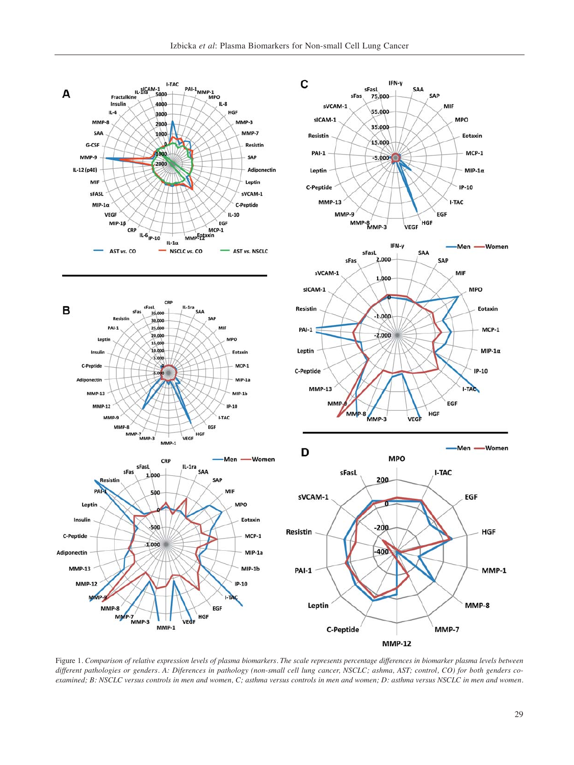A

I-TAC
sICAM-1 PAI-1 MMP-1
IL-1ra 5000
Fractalkine MPO
Insulin 4000 IL-8
IL-4 3000 HGF
MMP-8 2000 MMP-3
SAA 1000 MMP-7
G-CSF 0 Resistin
MMP-9 -1000 SAP
IL-12 (p40) -2000 Adiponectin
MIF Leptin
sFASL sVCAM-1
MIP-1α C-Peptide
VEGF IL-10
MIP-1β EGF
CRP MCP-1
IL-6 IP-10 MMP-12 Eotaxin
IL-1α

AST vs. CO NSCLC vs. CO AST vs. NSCLC

B

CRP
sFasL IL-1ra
sFas 35,000 SAA
Resistin 30,000 SAP
PAI-1 25,000 MIF
Leptin 20,000 MPO
15,000
Insulin 10,000 Eotaxin
5,000
C-Peptide 0 MCP-1
-5,000
Adiponectin MIP-1a
MMP-13 MIP-1b
MMP-12 IP-10
MMP-9 I-TAC
MMP-8 EGF
MMP-7 HGF
MMP-3 VEGF
MMP-1

Men Women

CRP
sFasL IL-1ra
sFas 1,000 SAA
Resistin SAP
PAI-1 500 MIF
Leptin 0 MPO
Insulin Eotaxin
-500
C-Peptide -1,000 MCP-1
Adiponectin MIP-1a
MMP-13 MIP-1b
MMP-12 IP-10
MMP-9 I-TAC
MMP-8 EGF
MMP-7 HGF
MMP-3 VEGF
MMP-1

C

IFN-γ
sFasL SAA
sFas 75,000 SAP
sVCAM-1 55,000 MIF
sICAM-1 35,000 MPO
Resistin 15,000 Eotaxin
PAI-1 -5,000 MCP-1
Leptin MIP-1α
C-Peptide IP-10
MMP-13 I-TAC
MMP-9 EGF
MMP-8 HGF
MMP-3 VEGF

IFN-γ
Men Women
sFasL SAA
sFas 2,000 SAP
sVCAM-1 1,000 MIF
sICAM-1 0 MPO
Resistin -1,000 Eotaxin
PAI-1 -2,000 MCP-1
Leptin MIP-1α
C-Peptide IP-10
MMP-13 I-TAC
MMP-9 EGF
MMP-8 HGF
MMP-3 VEGF

D

Men Women

MPO
sFasL I-TAC
sVCAM-1 200 EGF
0
Resistin -200 HGF
-400
PAI-1 MMP-1
Leptin MMP-8
C-Peptide MMP-7
MMP-12

Figure 1. *Comparison of relative expression levels of plasma biomarkers. The scale represents percentage differences in biomarker plasma levels between different pathologies or genders. A: Diferences in pathology (non-small cell lung cancer, NSCLC; ashma, AST; control, CO) for both genders co-examined; B: NSCLC versus controls in men and women, C; asthma versus controls in men and women; D: asthma versus NSCLC in men and women.*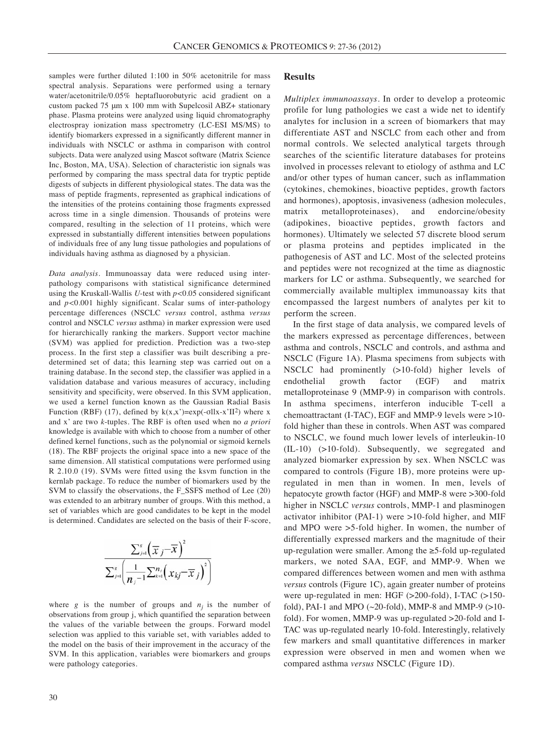samples were further diluted 1:100 in 50% acetonitrile for mass spectral analysis. Separations were performed using a ternary water/acetonitrile/0.05% heptafluorobutyric acid gradient on a custom packed 75 μm x 100 mm with Supelcosil ABZ+ stationary phase. Plasma proteins were analyzed using liquid chromatography electrospray ionization mass spectrometry (LC-ESI MS/MS) to identify biomarkers expressed in a significantly different manner in individuals with NSCLC or asthma in comparison with control subjects. Data were analyzed using Mascot software (Matrix Science Inc, Boston, MA, USA). Selection of characteristic ion signals was performed by comparing the mass spectral data for tryptic peptide digests of subjects in different physiological states. The data was the mass of peptide fragments, represented as graphical indications of the intensities of the proteins containing those fragments expressed across time in a single dimension. Thousands of proteins were compared, resulting in the selection of 11 proteins, which were expressed in substantially different intensities between populations of individuals free of any lung tissue pathologies and populations of individuals having asthma as diagnosed by a physician.

*Data analysis*. Immunoassay data were reduced using inter-pathology comparisons with statistical significance determined using the Kruskall-Wallis *U*-test with $p<0.05$ considered significant and $p<0.001$ highly significant. Scalar sums of inter-pathology percentage differences (NSCLC *versus* control, asthma *versus* control and NSCLC *versus* asthma) in marker expression were used for hierarchically ranking the markers. Support vector machine (SVM) was applied for prediction. Prediction was a two-step process. In the first step a classifier was built describing a pre-determined set of data; this learning step was carried out on a training database. In the second step, the classifier was applied in a validation database and various measures of accuracy, including sensitivity and specificity, were observed. In this SVM application, we used a kernel function known as the Gaussian Radial Basis Function (RBF) (17), defined by $k(x,x')=\exp(-\sigma\|x-x'\|^2)$ where x and x' are two *k*-tuples. The RBF is often used when no *a priori* knowledge is available with which to choose from a number of other defined kernel functions, such as the polynomial or sigmoid kernels (18). The RBF projects the original space into a new space of the same dimension. All statistical computations were performed using R 2.10.0 (19). SVMs were fitted using the ksvm function in the kernlab package. To reduce the number of biomarkers used by the SVM to classify the observations, the F_SSFS method of Lee (20) was extended to an arbitrary number of groups. With this method, a set of variables which are good candidates to be kept in the model is determined. Candidates are selected on the basis of their F-score,

$$\frac{\sum_{j=1}^{g}\left(\overline{x}_j-\overline{x}\right)^2}{\sum_{j=1}^{g}\left(\frac{1}{n_j-1}\sum_{k=1}^{n_j}\left(x_{kj}-\overline{x}_j\right)^2\right)}$$

where $g$ is the number of groups and $n_j$ is the number of observations from group j, which quantified the separation between the values of the variable between the groups. Forward model selection was applied to this variable set, with variables added to the model on the basis of their improvement in the accuracy of the SVM. In this application, variables were biomarkers and groups were pathology categories.

## Results

*Multiplex immunoassays*. In order to develop a proteomic profile for lung pathologies we cast a wide net to identify analytes for inclusion in a screen of biomarkers that may differentiate AST and NSCLC from each other and from normal controls. We selected analytical targets through searches of the scientific literature databases for proteins involved in processes relevant to etiology of asthma and LC and/or other types of human cancer, such as inflammation (cytokines, chemokines, bioactive peptides, growth factors and hormones), apoptosis, invasiveness (adhesion molecules, matrix metalloproteinases), and endorcine/obesity (adipokines, bioactive peptides, growth factors and hormones). Ultimately we selected 57 discrete blood serum or plasma proteins and peptides implicated in the pathogenesis of AST and LC. Most of the selected proteins and peptides were not recognized at the time as diagnostic markers for LC or asthma. Subsequently, we searched for commercially available multiplex immunoassay kits that encompassed the largest numbers of analytes per kit to perform the screen.

In the first stage of data analysis, we compared levels of the markers expressed as percentage differences, between asthma and controls, NSCLC and controls, and asthma and NSCLC (Figure 1A). Plasma specimens from subjects with NSCLC had prominently (>10-fold) higher levels of endothelial growth factor (EGF) and matrix metalloproteinase 9 (MMP-9) in comparison with controls. In asthma specimens, interferon inducible T-cell a chemoattractant (I-TAC), EGF and MMP-9 levels were >10-fold higher than these in controls. When AST was compared to NSCLC, we found much lower levels of interleukin-10 (IL-10) (>10-fold). Subsequently, we segregated and analyzed biomarker expression by sex. When NSCLC was compared to controls (Figure 1B), more proteins were up-regulated in men than in women. In men, levels of hepatocyte growth factor (HGF) and MMP-8 were >300-fold higher in NSCLC *versus* controls, MMP-1 and plasminogen activator inhibitor (PAI-1) were >10-fold higher, and MIF and MPO were >5-fold higher. In women, the number of differentially expressed markers and the magnitude of their up-regulation were smaller. Among the ≥5-fold up-regulated markers, we noted SAA, EGF, and MMP-9. When we compared differences between women and men with asthma *versus* controls (Figure 1C), again greater number of proteins were up-regulated in men: HGF (>200-fold), I-TAC (>150-fold), PAI-1 and MPO (~20-fold), MMP-8 and MMP-9 (>10-fold). For women, MMP-9 was up-regulated >20-fold and I-TAC was up-regulated nearly 10-fold. Interestingly, relatively few markers and small quantitative differences in marker expression were observed in men and women when we compared asthma *versus* NSCLC (Figure 1D).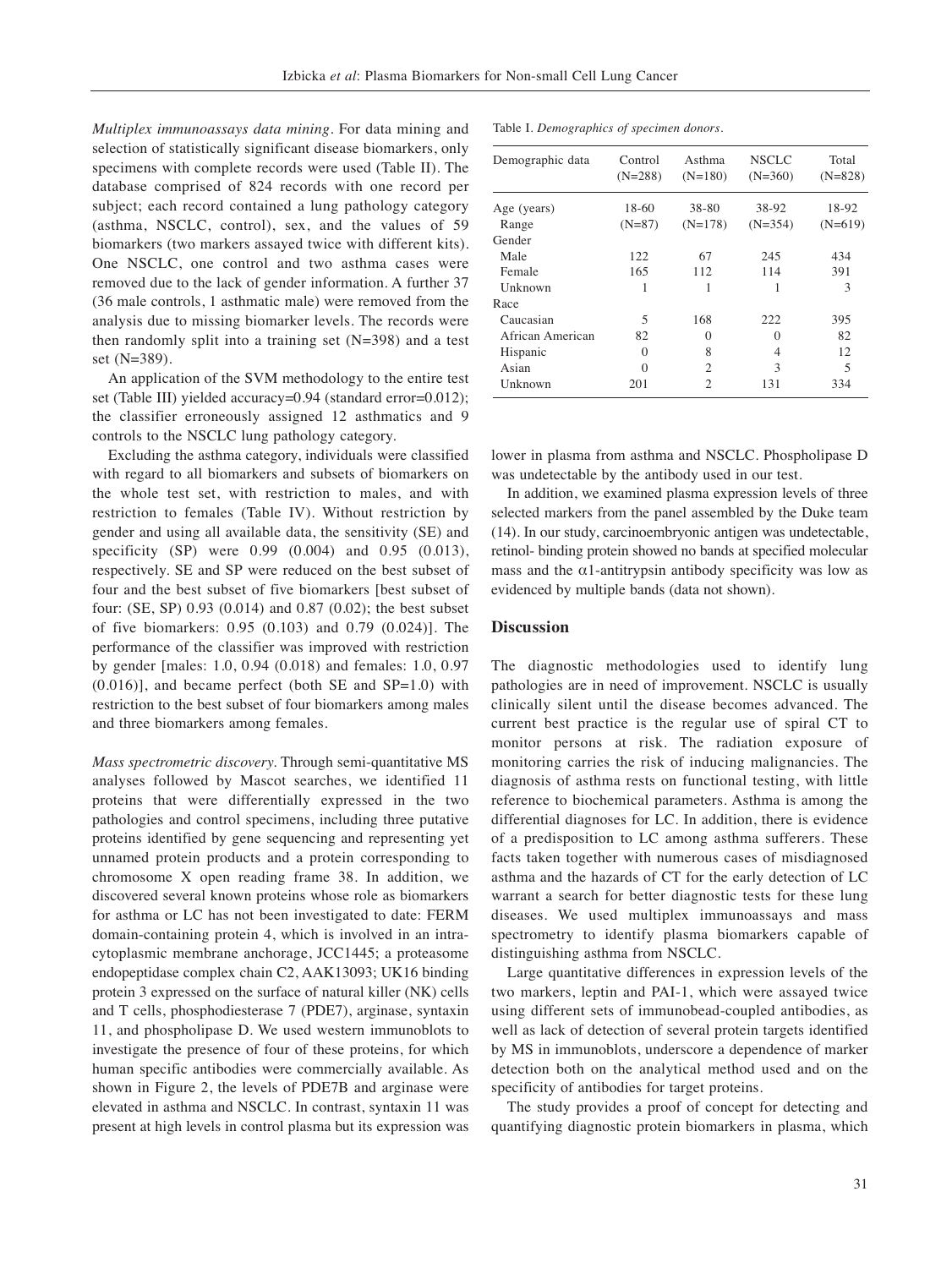*Multiplex immunoassays data mining*. For data mining and selection of statistically significant disease biomarkers, only specimens with complete records were used (Table II). The database comprised of 824 records with one record per subject; each record contained a lung pathology category (asthma, NSCLC, control), sex, and the values of 59 biomarkers (two markers assayed twice with different kits). One NSCLC, one control and two asthma cases were removed due to the lack of gender information. A further 37 (36 male controls, 1 asthmatic male) were removed from the analysis due to missing biomarker levels. The records were then randomly split into a training set (N=398) and a test set (N=389).

An application of the SVM methodology to the entire test set (Table III) yielded accuracy=0.94 (standard error=0.012); the classifier erroneously assigned 12 asthmatics and 9 controls to the NSCLC lung pathology category.

Excluding the asthma category, individuals were classified with regard to all biomarkers and subsets of biomarkers on the whole test set, with restriction to males, and with restriction to females (Table IV). Without restriction by gender and using all available data, the sensitivity (SE) and specificity (SP) were 0.99 (0.004) and 0.95 (0.013), respectively. SE and SP were reduced on the best subset of four and the best subset of five biomarkers [best subset of four: (SE, SP) 0.93 (0.014) and 0.87 (0.02); the best subset of five biomarkers: 0.95 (0.103) and 0.79 (0.024)]. The performance of the classifier was improved with restriction by gender [males: 1.0, 0.94 (0.018) and females: 1.0, 0.97 (0.016)], and became perfect (both SE and SP=1.0) with restriction to the best subset of four biomarkers among males and three biomarkers among females.

*Mass spectrometric discovery*. Through semi-quantitative MS analyses followed by Mascot searches, we identified 11 proteins that were differentially expressed in the two pathologies and control specimens, including three putative proteins identified by gene sequencing and representing yet unnamed protein products and a protein corresponding to chromosome X open reading frame 38. In addition, we discovered several known proteins whose role as biomarkers for asthma or LC has not been investigated to date: FERM domain-containing protein 4, which is involved in an intracytoplasmic membrane anchorage, JCC1445; a proteasome endopeptidase complex chain C2, AAK13093; UK16 binding protein 3 expressed on the surface of natural killer (NK) cells and T cells, phosphodiesterase 7 (PDE7), arginase, syntaxin 11, and phospholipase D. We used western immunoblots to investigate the presence of four of these proteins, for which human specific antibodies were commercially available. As shown in Figure 2, the levels of PDE7B and arginase were elevated in asthma and NSCLC. In contrast, syntaxin 11 was present at high levels in control plasma but its expression was lower in plasma from asthma and NSCLC. Phospholipase D was undetectable by the antibody used in our test.

In addition, we examined plasma expression levels of three selected markers from the panel assembled by the Duke team (14). In our study, carcinoembryonic antigen was undetectable, retinol- binding protein showed no bands at specified molecular mass and the α1-antitrypsin antibody specificity was low as evidenced by multiple bands (data not shown).

Table I. *Demographics of specimen donors.*

| Demographic data | Control (N=288) | Asthma (N=180) | NSCLC (N=360) | Total (N=828) |
|---|---|---|---|---|
| Age (years) | 18-60 | 38-80 | 38-92 | 18-92 |
| Range | (N=87) | (N=178) | (N=354) | (N=619) |
| Gender | | | | |
| Male | 122 | 67 | 245 | 434 |
| Female | 165 | 112 | 114 | 391 |
| Unknown | 1 | 1 | 1 | 3 |
| Race | | | | |
| Caucasian | 5 | 168 | 222 | 395 |
| African American | 82 | 0 | 0 | 82 |
| Hispanic | 0 | 8 | 4 | 12 |
| Asian | 0 | 2 | 3 | 5 |
| Unknown | 201 | 2 | 131 | 334 |

## Discussion

The diagnostic methodologies used to identify lung pathologies are in need of improvement. NSCLC is usually clinically silent until the disease becomes advanced. The current best practice is the regular use of spiral CT to monitor persons at risk. The radiation exposure of monitoring carries the risk of inducing malignancies. The diagnosis of asthma rests on functional testing, with little reference to biochemical parameters. Asthma is among the differential diagnoses for LC. In addition, there is evidence of a predisposition to LC among asthma sufferers. These facts taken together with numerous cases of misdiagnosed asthma and the hazards of CT for the early detection of LC warrant a search for better diagnostic tests for these lung diseases. We used multiplex immunoassays and mass spectrometry to identify plasma biomarkers capable of distinguishing asthma from NSCLC.

Large quantitative differences in expression levels of the two markers, leptin and PAI-1, which were assayed twice using different sets of immunobead-coupled antibodies, as well as lack of detection of several protein targets identified by MS in immunoblots, underscore a dependence of marker detection both on the analytical method used and on the specificity of antibodies for target proteins.

The study provides a proof of concept for detecting and quantifying diagnostic protein biomarkers in plasma, which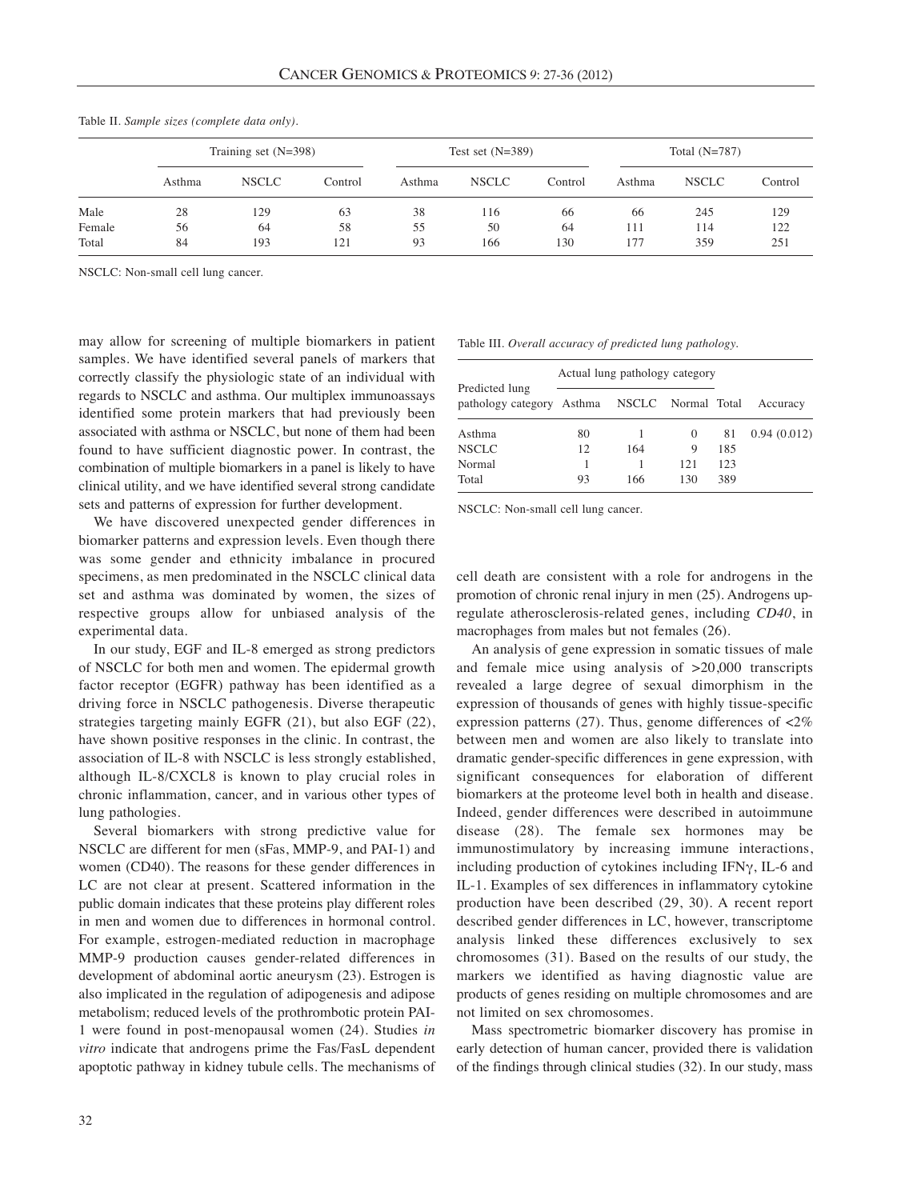Table II. *Sample sizes (complete data only).*

| | Training set (N=398) | | | Test set (N=389) | | | Total (N=787) | | |
|---|---|---|---|---|---|---|---|---|---|
| | Asthma | NSCLC | Control | Asthma | NSCLC | Control | Asthma | NSCLC | Control |
| Male | 28 | 129 | 63 | 38 | 116 | 66 | 66 | 245 | 129 |
| Female | 56 | 64 | 58 | 55 | 50 | 64 | 111 | 114 | 122 |
| Total | 84 | 193 | 121 | 93 | 166 | 130 | 177 | 359 | 251 |

NSCLC: Non-small cell lung cancer.

may allow for screening of multiple biomarkers in patient samples. We have identified several panels of markers that correctly classify the physiologic state of an individual with regards to NSCLC and asthma. Our multiplex immunoassays identified some protein markers that had previously been associated with asthma or NSCLC, but none of them had been found to have sufficient diagnostic power. In contrast, the combination of multiple biomarkers in a panel is likely to have clinical utility, and we have identified several strong candidate sets and patterns of expression for further development.

We have discovered unexpected gender differences in biomarker patterns and expression levels. Even though there was some gender and ethnicity imbalance in procured specimens, as men predominated in the NSCLC clinical data set and asthma was dominated by women, the sizes of respective groups allow for unbiased analysis of the experimental data.

In our study, EGF and IL-8 emerged as strong predictors of NSCLC for both men and women. The epidermal growth factor receptor (EGFR) pathway has been identified as a driving force in NSCLC pathogenesis. Diverse therapeutic strategies targeting mainly EGFR (21), but also EGF (22), have shown positive responses in the clinic. In contrast, the association of IL-8 with NSCLC is less strongly established, although IL-8/CXCL8 is known to play crucial roles in chronic inflammation, cancer, and in various other types of lung pathologies.

Several biomarkers with strong predictive value for NSCLC are different for men (sFas, MMP-9, and PAI-1) and women (CD40). The reasons for these gender differences in LC are not clear at present. Scattered information in the public domain indicates that these proteins play different roles in men and women due to differences in hormonal control. For example, estrogen-mediated reduction in macrophage MMP-9 production causes gender-related differences in development of abdominal aortic aneurysm (23). Estrogen is also implicated in the regulation of adipogenesis and adipose metabolism; reduced levels of the prothrombotic protein PAI-1 were found in post-menopausal women (24). Studies *in vitro* indicate that androgens prime the Fas/FasL dependent apoptotic pathway in kidney tubule cells. The mechanisms of cell death are consistent with a role for androgens in the promotion of chronic renal injury in men (25). Androgens up-regulate atherosclerosis-related genes, including *CD40*, in macrophages from males but not females (26).

Table III. *Overall accuracy of predicted lung pathology.*

| Predicted lung pathology category | Actual lung pathology category: Asthma | NSCLC | Normal | Total | Accuracy |
|---|---|---|---|---|---|
| Asthma | 80 | 1 | 0 | 81 | 0.94 (0.012) |
| NSCLC | 12 | 164 | 9 | 185 | |
| Normal | 1 | 1 | 121 | 123 | |
| Total | 93 | 166 | 130 | 389 | |

NSCLC: Non-small cell lung cancer.

An analysis of gene expression in somatic tissues of male and female mice using analysis of >20,000 transcripts revealed a large degree of sexual dimorphism in the expression of thousands of genes with highly tissue-specific expression patterns (27). Thus, genome differences of <2% between men and women are also likely to translate into dramatic gender-specific differences in gene expression, with significant consequences for elaboration of different biomarkers at the proteome level both in health and disease. Indeed, gender differences were described in autoimmune disease (28). The female sex hormones may be immunostimulatory by increasing immune interactions, including production of cytokines including IFNγ, IL-6 and IL-1. Examples of sex differences in inflammatory cytokine production have been described (29, 30). A recent report described gender differences in LC, however, transcriptome analysis linked these differences exclusively to sex chromosomes (31). Based on the results of our study, the markers we identified as having diagnostic value are products of genes residing on multiple chromosomes and are not limited on sex chromosomes.

Mass spectrometric biomarker discovery has promise in early detection of human cancer, provided there is validation of the findings through clinical studies (32). In our study, mass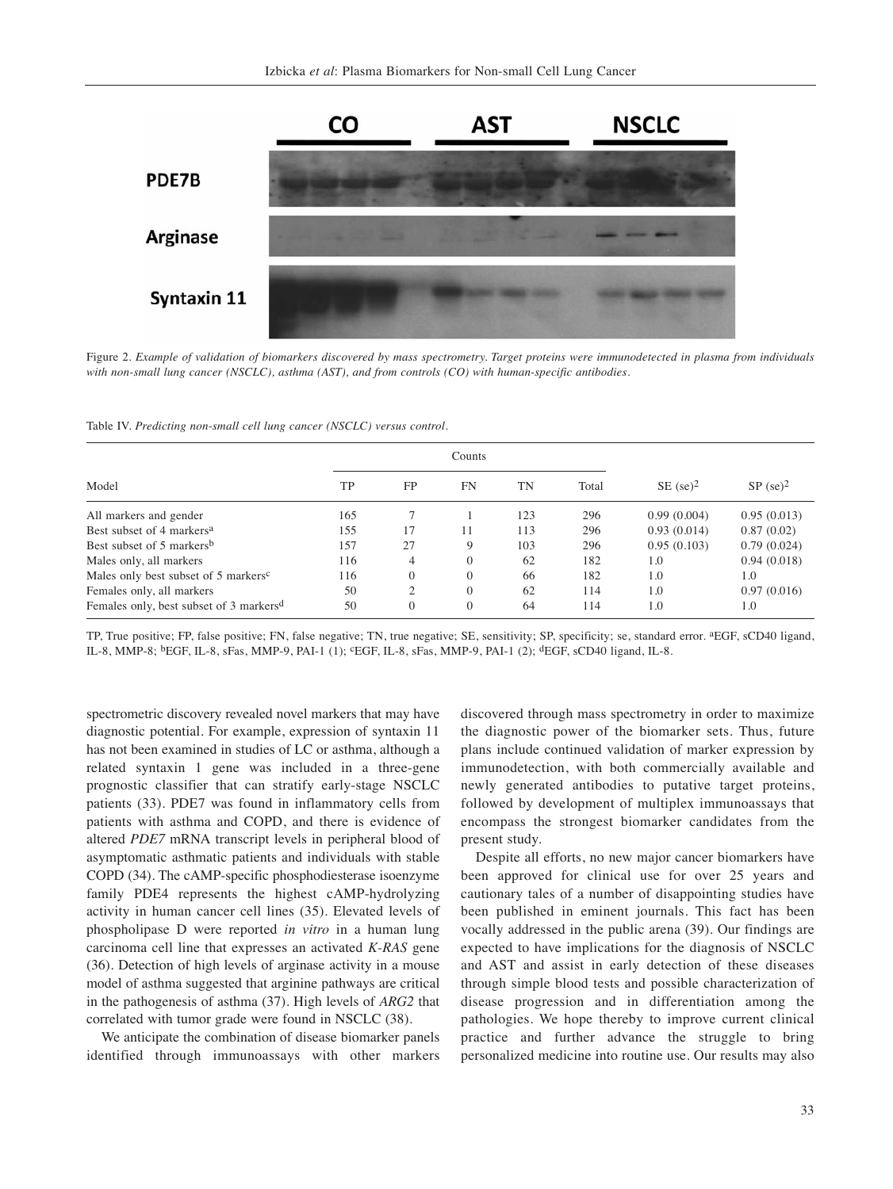CO
AST
NSCLC
PDE7B
Arginase
Syntaxin 11

Figure 2. *Example of validation of biomarkers discovered by mass spectrometry. Target proteins were immunodetected in plasma from individuals with non-small lung cancer (NSCLC), asthma (AST), and from controls (CO) with human-specific antibodies.*

Table IV. *Predicting non-small cell lung cancer (NSCLC) versus control.*

| Model | Counts | | | | | SE (se)$^2$ | SP (se)$^2$ |
|---|---|---|---|---|---|---|---|
| | TP | FP | FN | TN | Total | | |
| All markers and gender | 165 | 7 | 1 | 123 | 296 | 0.99 (0.004) | 0.95 (0.013) |
| Best subset of 4 markers[a] | 155 | 17 | 11 | 113 | 296 | 0.93 (0.014) | 0.87 (0.02) |
| Best subset of 5 markers[b] | 157 | 27 | 9 | 103 | 296 | 0.95 (0.103) | 0.79 (0.024) |
| Males only, all markers | 116 | 4 | 0 | 62 | 182 | 1.0 | 0.94 (0.018) |
| Males only best subset of 5 markers[c] | 116 | 0 | 0 | 66 | 182 | 1.0 | 1.0 |
| Females only, all markers | 50 | 2 | 0 | 62 | 114 | 1.0 | 0.97 (0.016) |
| Females only, best subset of 3 markers[d] | 50 | 0 | 0 | 64 | 114 | 1.0 | 1.0 |

TP, True positive; FP, false positive; FN, false negative; TN, true negative; SE, sensitivity; SP, specificity; se, standard error. [a]EGF, sCD40 ligand, IL-8, MMP-8; [b]EGF, IL-8, sFas, MMP-9, PAI-1 (1); [c]EGF, IL-8, sFas, MMP-9, PAI-1 (2); [d]EGF, sCD40 ligand, IL-8.

spectrometric discovery revealed novel markers that may have diagnostic potential. For example, expression of syntaxin 11 has not been examined in studies of LC or asthma, although a related syntaxin 1 gene was included in a three-gene prognostic classifier that can stratify early-stage NSCLC patients (33). PDE7 was found in inflammatory cells from patients with asthma and COPD, and there is evidence of altered *PDE7* mRNA transcript levels in peripheral blood of asymptomatic asthmatic patients and individuals with stable COPD (34). The cAMP-specific phosphodiesterase isoenzyme family PDE4 represents the highest cAMP-hydrolyzing activity in human cancer cell lines (35). Elevated levels of phospholipase D were reported *in vitro* in a human lung carcinoma cell line that expresses an activated *K-RAS* gene (36). Detection of high levels of arginase activity in a mouse model of asthma suggested that arginine pathways are critical in the pathogenesis of asthma (37). High levels of *ARG2* that correlated with tumor grade were found in NSCLC (38).

We anticipate the combination of disease biomarker panels identified through immunoassays with other markers discovered through mass spectrometry in order to maximize the diagnostic power of the biomarker sets. Thus, future plans include continued validation of marker expression by immunodetection, with both commercially available and newly generated antibodies to putative target proteins, followed by development of multiplex immunoassays that encompass the strongest biomarker candidates from the present study.

Despite all efforts, no new major cancer biomarkers have been approved for clinical use for over 25 years and cautionary tales of a number of disappointing studies have been published in eminent journals. This fact has been vocally addressed in the public arena (39). Our findings are expected to have implications for the diagnosis of NSCLC and AST and assist in early detection of these diseases through simple blood tests and possible characterization of disease progression and in differentiation among the pathologies. We hope thereby to improve current clinical practice and further advance the struggle to bring personalized medicine into routine use. Our results may also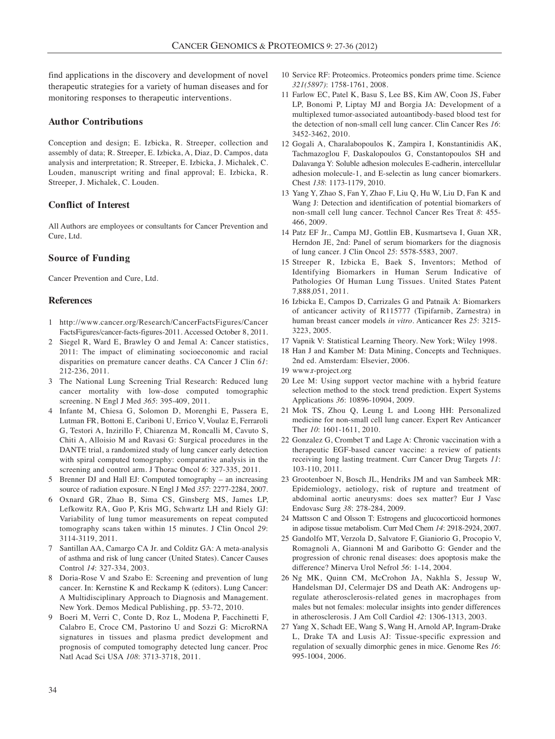find applications in the discovery and development of novel therapeutic strategies for a variety of human diseases and for monitoring responses to therapeutic interventions.

## Author Contributions

Conception and design; E. Izbicka, R. Streeper, collection and assembly of data; R. Streeper, E. Izbicka, A, Diaz, D. Campos, data analysis and interpretation; R. Streeper, E. Izbicka, J. Michalek, C. Louden, manuscript writing and final approval; E. Izbicka, R. Streeper, J. Michalek, C. Louden.

## Conflict of Interest

All Authors are employees or consultants for Cancer Prevention and Cure, Ltd.

## Source of Funding

Cancer Prevention and Cure, Ltd.

## References

1 http://www.cancer.org/Research/CancerFactsFigures/CancerFactsFigures/cancer-facts-figures-2011. Accessed October 8, 2011.
2 Siegel R, Ward E, Brawley O and Jemal A: Cancer statistics, 2011: The impact of eliminating socioeconomic and racial disparities on premature cancer deaths. CA Cancer J Clin *61*: 212-236, 2011.
3 The National Lung Screening Trial Research: Reduced lung cancer mortality with low-dose computed tomographic screening. N Engl J Med *365*: 395-409, 2011.
4 Infante M, Chiesa G, Solomon D, Morenghi E, Passera E, Lutman FR, Bottoni E, Cariboni U, Errico V, Voulaz E, Ferraroli G, Testori A, Inzirillo F, Chiarenza M, Roncalli M, Cavuto S, Chiti A, Alloisio M and Ravasi G: Surgical procedures in the DANTE trial, a randomized study of lung cancer early detection with spiral computed tomography: comparative analysis in the screening and control arm. J Thorac Oncol *6*: 327-335, 2011.
5 Brenner DJ and Hall EJ: Computed tomography – an increasing source of radiation exposure. N Engl J Med *357*: 2277-2284, 2007.
6 Oxnard GR, Zhao B, Sima CS, Ginsberg MS, James LP, Lefkowitz RA, Guo P, Kris MG, Schwartz LH and Riely GJ: Variability of lung tumor measurements on repeat computed tomography scans taken within 15 minutes. J Clin Oncol *29*: 3114-3119, 2011.
7 Santillan AA, Camargo CA Jr. and Colditz GA: A meta-analysis of asthma and risk of lung cancer (United States). Cancer Causes Control *14*: 327-334, 2003.
8 Doria-Rose V and Szabo E: Screening and prevention of lung cancer. In: Kernstine K and Reckamp K (editors). Lung Cancer: A Multidisciplinary Approach to Diagnosis and Management. New York. Demos Medical Publishing, pp. 53-72, 2010.
9 Boeri M, Verri C, Conte D, Roz L, Modena P, Facchinetti F, Calabro E, Croce CM, Pastorino U and Sozzi G: MicroRNA signatures in tissues and plasma predict development and prognosis of computed tomography detected lung cancer. Proc Natl Acad Sci USA *108*: 3713-3718, 2011.
10 Service RF: Proteomics. Proteomics ponders prime time. Science *321(5897)*: 1758-1761, 2008.
11 Farlow EC, Patel K, Basu S, Lee BS, Kim AW, Coon JS, Faber LP, Bonomi P, Liptay MJ and Borgia JA: Development of a multiplexed tumor-associated autoantibody-based blood test for the detection of non-small cell lung cancer. Clin Cancer Res *16*: 3452-3462, 2010.
12 Gogali A, Charalabopoulos K, Zampira I, Konstantinidis AK, Tachmazoglou F, Daskalopoulos G, Constantopoulos SH and Dalavanga Y: Soluble adhesion molecules E-cadherin, intercellular adhesion molecule-1, and E-selectin as lung cancer biomarkers. Chest *138*: 1173-1179, 2010.
13 Yang Y, Zhao S, Fan Y, Zhao F, Liu Q, Hu W, Liu D, Fan K and Wang J: Detection and identification of potential biomarkers of non-small cell lung cancer. Technol Cancer Res Treat *8*: 455-466, 2009.
14 Patz EF Jr., Campa MJ, Gottlin EB, Kusmartseva I, Guan XR, Herndon JE, 2nd: Panel of serum biomarkers for the diagnosis of lung cancer. J Clin Oncol *25*: 5578-5583, 2007.
15 Streeper R, Izbicka E, Baek S, Inventors; Method of Identifying Biomarkers in Human Serum Indicative of Pathologies Of Human Lung Tissues. United States Patent 7,888,051, 2011.
16 Izbicka E, Campos D, Carrizales G and Patnaik A: Biomarkers of anticancer activity of R115777 (Tipifarnib, Zarnestra) in human breast cancer models *in vitro*. Anticancer Res *25*: 3215-3223, 2005.
17 Vapnik V: Statistical Learning Theory. New York; Wiley 1998.
18 Han J and Kamber M: Data Mining, Concepts and Techniques. 2nd ed. Amsterdam: Elsevier, 2006.
19 www.r-project.org
20 Lee M: Using support vector machine with a hybrid feature selection method to the stock trend prediction. Expert Systems Applications *36*: 10896-10904, 2009.
21 Mok TS, Zhou Q, Leung L and Loong HH: Personalized medicine for non-small cell lung cancer. Expert Rev Anticancer Ther *10*: 1601-1611, 2010.
22 Gonzalez G, Crombet T and Lage A: Chronic vaccination with a therapeutic EGF-based cancer vaccine: a review of patients receiving long lasting treatment. Curr Cancer Drug Targets *11*: 103-110, 2011.
23 Grootenboer N, Bosch JL, Hendriks JM and van Sambeek MR: Epidemiology, aetiology, risk of rupture and treatment of abdominal aortic aneurysms: does sex matter? Eur J Vasc Endovasc Surg *38*: 278-284, 2009.
24 Mattsson C and Olsson T: Estrogens and glucocorticoid hormones in adipose tissue metabolism. Curr Med Chem *14*: 2918-2924, 2007.
25 Gandolfo MT, Verzola D, Salvatore F, Gianiorio G, Procopio V, Romagnoli A, Giannoni M and Garibotto G: Gender and the progression of chronic renal diseases: does apoptosis make the difference? Minerva Urol Nefrol *56*: 1-14, 2004.
26 Ng MK, Quinn CM, McCrohon JA, Nakhla S, Jessup W, Handelsman DJ, Celermajer DS and Death AK: Androgens up-regulate atherosclerosis-related genes in macrophages from males but not females: molecular insights into gender differences in atherosclerosis. J Am Coll Cardiol *42*: 1306-1313, 2003.
27 Yang X, Schadt EE, Wang S, Wang H, Arnold AP, Ingram-Drake L, Drake TA and Lusis AJ: Tissue-specific expression and regulation of sexually dimorphic genes in mice. Genome Res *16*: 995-1004, 2006.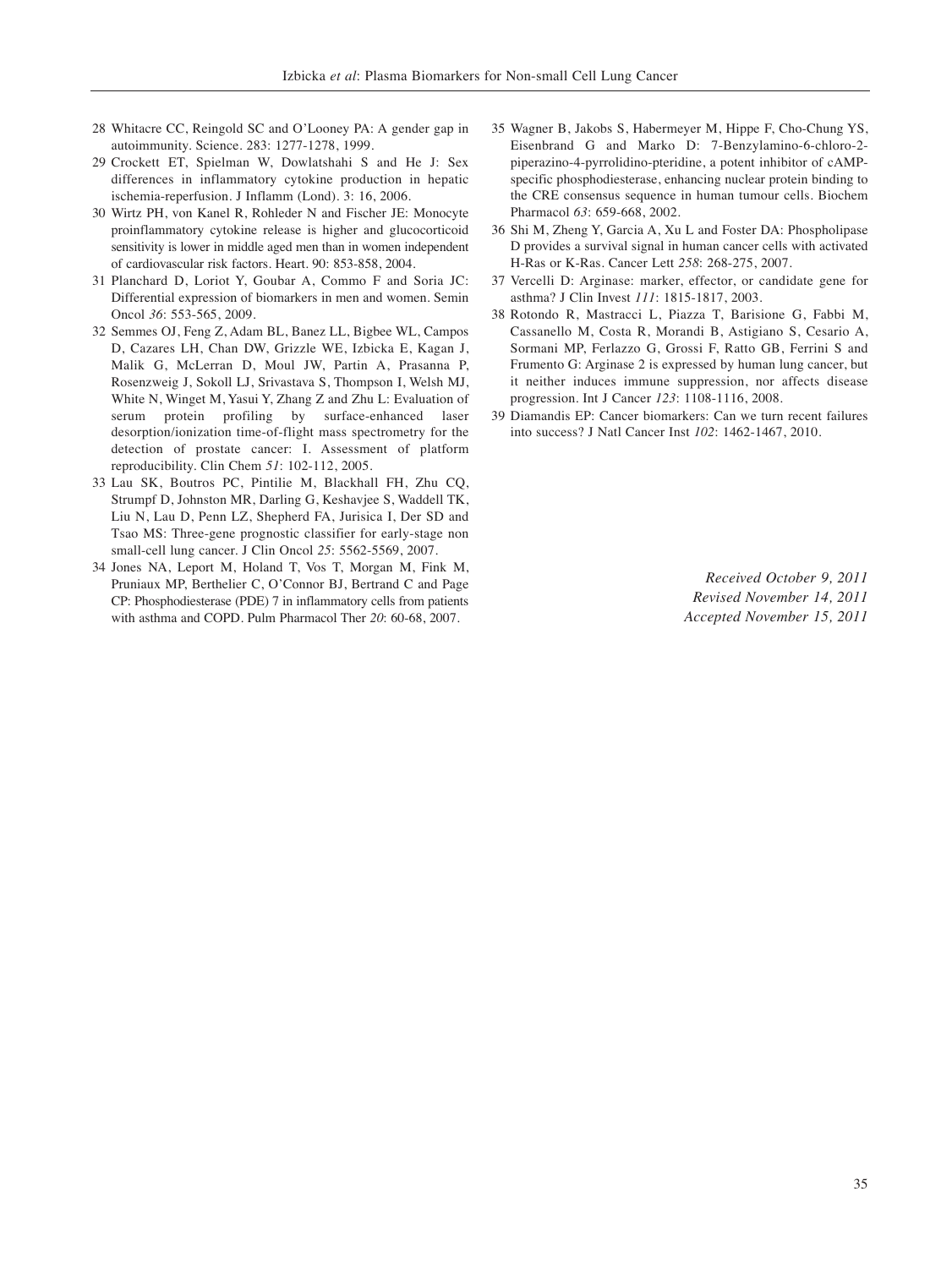28 Whitacre CC, Reingold SC and O'Looney PA: A gender gap in autoimmunity. Science. 283: 1277-1278, 1999.

29 Crockett ET, Spielman W, Dowlatshahi S and He J: Sex differences in inflammatory cytokine production in hepatic ischemia-reperfusion. J Inflamm (Lond). 3: 16, 2006.

30 Wirtz PH, von Kanel R, Rohleder N and Fischer JE: Monocyte proinflammatory cytokine release is higher and glucocorticoid sensitivity is lower in middle aged men than in women independent of cardiovascular risk factors. Heart. 90: 853-858, 2004.

31 Planchard D, Loriot Y, Goubar A, Commo F and Soria JC: Differential expression of biomarkers in men and women. Semin Oncol *36*: 553-565, 2009.

32 Semmes OJ, Feng Z, Adam BL, Banez LL, Bigbee WL, Campos D, Cazares LH, Chan DW, Grizzle WE, Izbicka E, Kagan J, Malik G, McLerran D, Moul JW, Partin A, Prasanna P, Rosenzweig J, Sokoll LJ, Srivastava S, Thompson I, Welsh MJ, White N, Winget M, Yasui Y, Zhang Z and Zhu L: Evaluation of serum protein profiling by surface-enhanced laser desorption/ionization time-of-flight mass spectrometry for the detection of prostate cancer: I. Assessment of platform reproducibility. Clin Chem *51*: 102-112, 2005.

33 Lau SK, Boutros PC, Pintilie M, Blackhall FH, Zhu CQ, Strumpf D, Johnston MR, Darling G, Keshavjee S, Waddell TK, Liu N, Lau D, Penn LZ, Shepherd FA, Jurisica I, Der SD and Tsao MS: Three-gene prognostic classifier for early-stage non small-cell lung cancer. J Clin Oncol *25*: 5562-5569, 2007.

34 Jones NA, Leport M, Holand T, Vos T, Morgan M, Fink M, Pruniaux MP, Berthelier C, O'Connor BJ, Bertrand C and Page CP: Phosphodiesterase (PDE) 7 in inflammatory cells from patients with asthma and COPD. Pulm Pharmacol Ther *20*: 60-68, 2007.

35 Wagner B, Jakobs S, Habermeyer M, Hippe F, Cho-Chung YS, Eisenbrand G and Marko D: 7-Benzylamino-6-chloro-2-piperazino-4-pyrrolidino-pteridine, a potent inhibitor of cAMP-specific phosphodiesterase, enhancing nuclear protein binding to the CRE consensus sequence in human tumour cells. Biochem Pharmacol *63*: 659-668, 2002.

36 Shi M, Zheng Y, Garcia A, Xu L and Foster DA: Phospholipase D provides a survival signal in human cancer cells with activated H-Ras or K-Ras. Cancer Lett *258*: 268-275, 2007.

37 Vercelli D: Arginase: marker, effector, or candidate gene for asthma? J Clin Invest *111*: 1815-1817, 2003.

38 Rotondo R, Mastracci L, Piazza T, Barisione G, Fabbi M, Cassanello M, Costa R, Morandi B, Astigiano S, Cesario A, Sormani MP, Ferlazzo G, Grossi F, Ratto GB, Ferrini S and Frumento G: Arginase 2 is expressed by human lung cancer, but it neither induces immune suppression, nor affects disease progression. Int J Cancer *123*: 1108-1116, 2008.

39 Diamandis EP: Cancer biomarkers: Can we turn recent failures into success? J Natl Cancer Inst *102*: 1462-1467, 2010.

*Received October 9, 2011*
*Revised November 14, 2011*
*Accepted November 15, 2011*